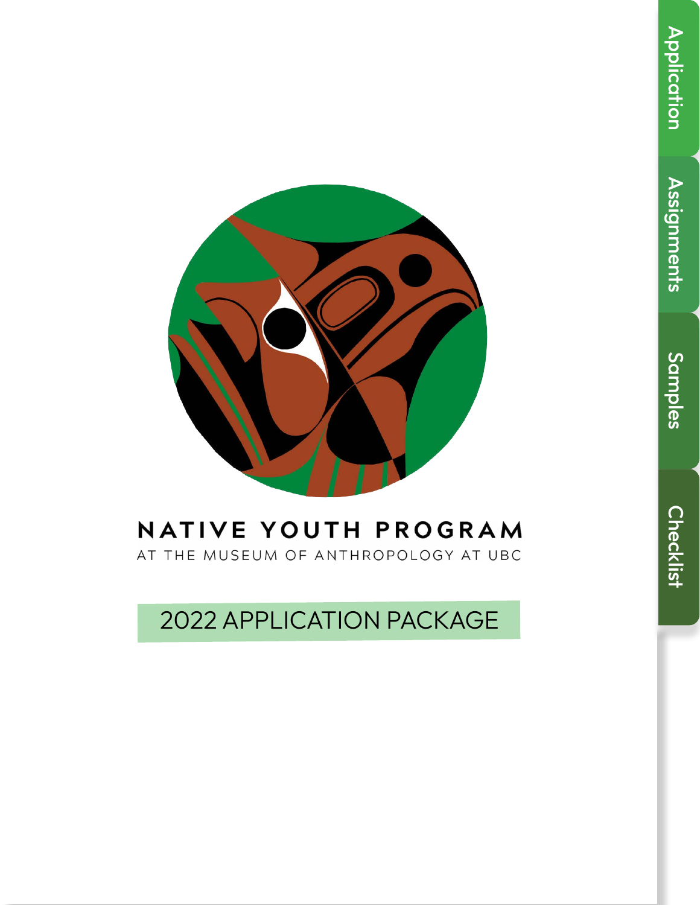# NATIVE YOUTH PROGRAM

AT THE MUSEUM OF ANTHROPOLOGY AT UBC

## 2022 APPLICATION PACKAGE

Application

Assignments

Samples

Checklist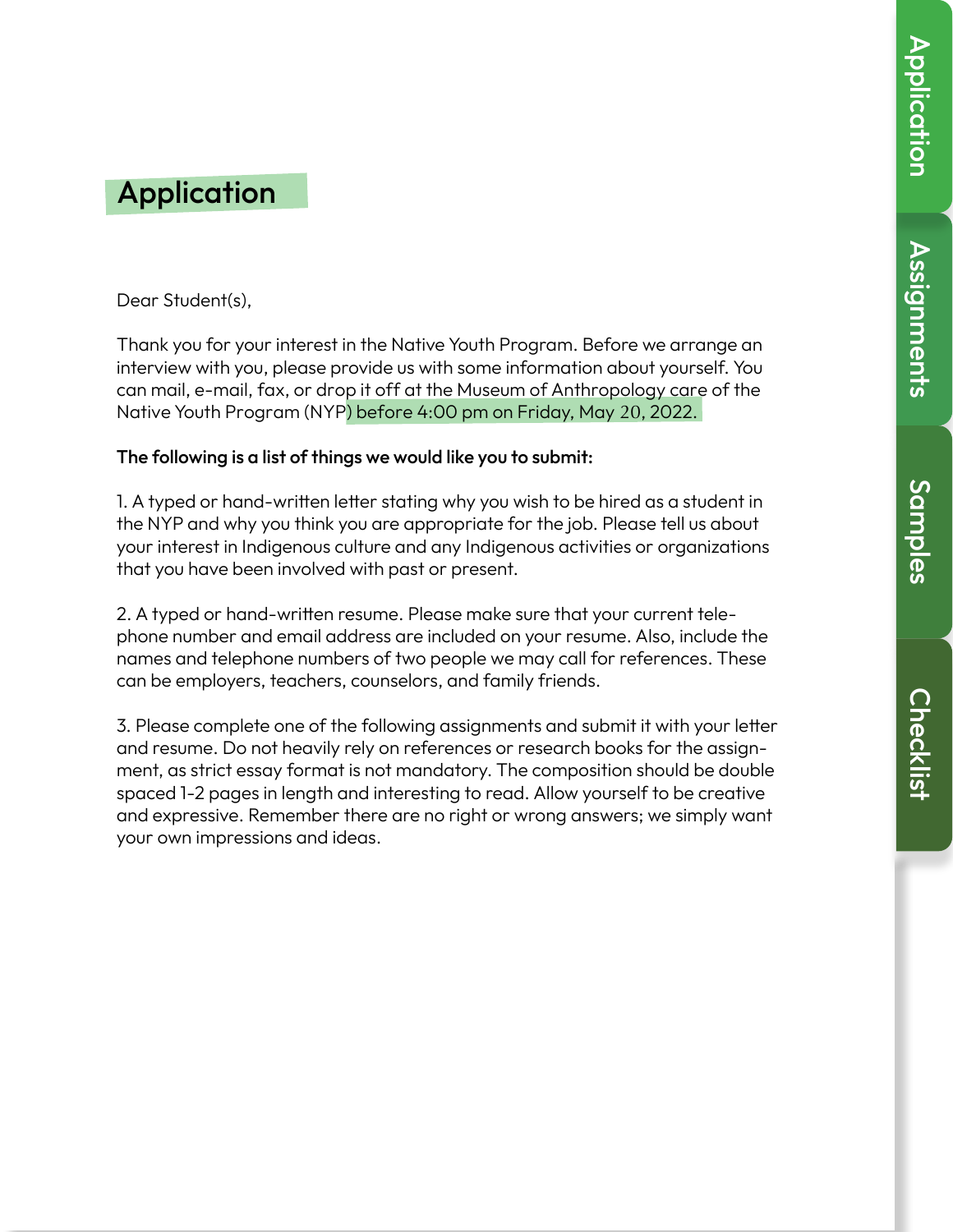# Application

Dear Student(s),

Thank you for your interest in the Native Youth Program. Before we arrange an interview with you, please provide us with some information about yourself. You can mail, e-mail, fax, or drop it off at the Museum of Anthropology care of the Native Youth Program (NYP) before 4:00 pm on Friday, May 20, 2022.

**The following is a list of things we would like you to submit:**

1. A typed or hand-written letter stating why you wish to be hired as a student in the NYP and why you think you are appropriate for the job. Please tell us about your interest in Indigenous culture and any Indigenous activities or organizations that you have been involved with past or present.

2. A typed or hand-written resume. Please make sure that your current telephone number and email address are included on your resume. Also, include the names and telephone numbers of two people we may call for references. These can be employers, teachers, counselors, and family friends.

3. Please complete one of the following assignments and submit it with your letter and resume. Do not heavily rely on references or research books for the assignment, as strict essay format is not mandatory. The composition should be double spaced 1-2 pages in length and interesting to read. Allow yourself to be creative and expressive. Remember there are no right or wrong answers; we simply want your own impressions and ideas.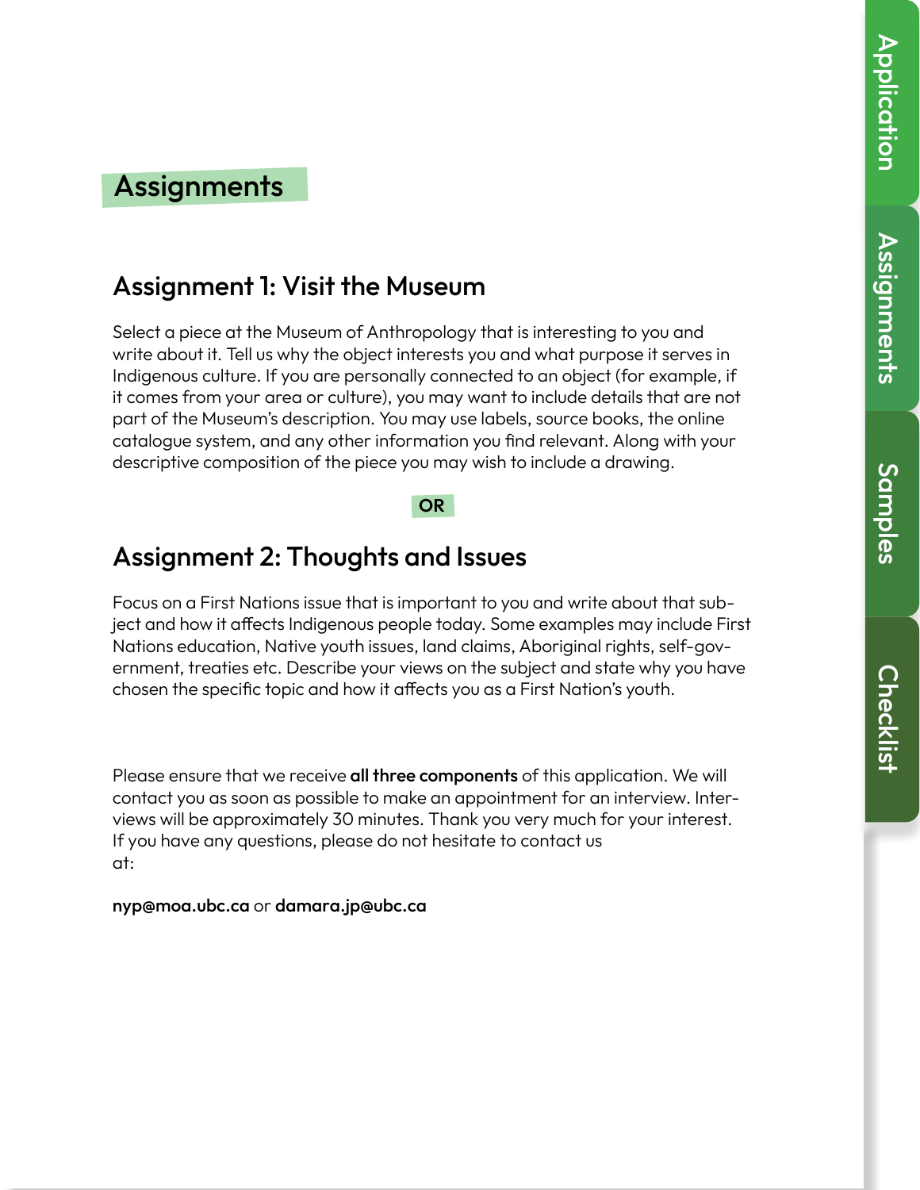# Assignments

## Assignment 1: Visit the Museum

Select a piece at the Museum of Anthropology that is interesting to you and write about it. Tell us why the object interests you and what purpose it serves in Indigenous culture. If you are personally connected to an object (for example, if it comes from your area or culture), you may want to include details that are not part of the Museum's description. You may use labels, source books, the online catalogue system, and any other information you find relevant. Along with your descriptive composition of the piece you may wish to include a drawing.

**OR**

## Assignment 2: Thoughts and Issues

Focus on a First Nations issue that is important to you and write about that subject and how it affects Indigenous people today. Some examples may include First Nations education, Native youth issues, land claims, Aboriginal rights, self-government, treaties etc. Describe your views on the subject and state why you have chosen the specific topic and how it affects you as a First Nation's youth.

Please ensure that we receive **all three components** of this application. We will contact you as soon as possible to make an appointment for an interview. Interviews will be approximately 30 minutes. Thank you very much for your interest. If you have any questions, please do not hesitate to contact us at:

**nyp@moa.ubc.ca** or **damara.jp@ubc.ca**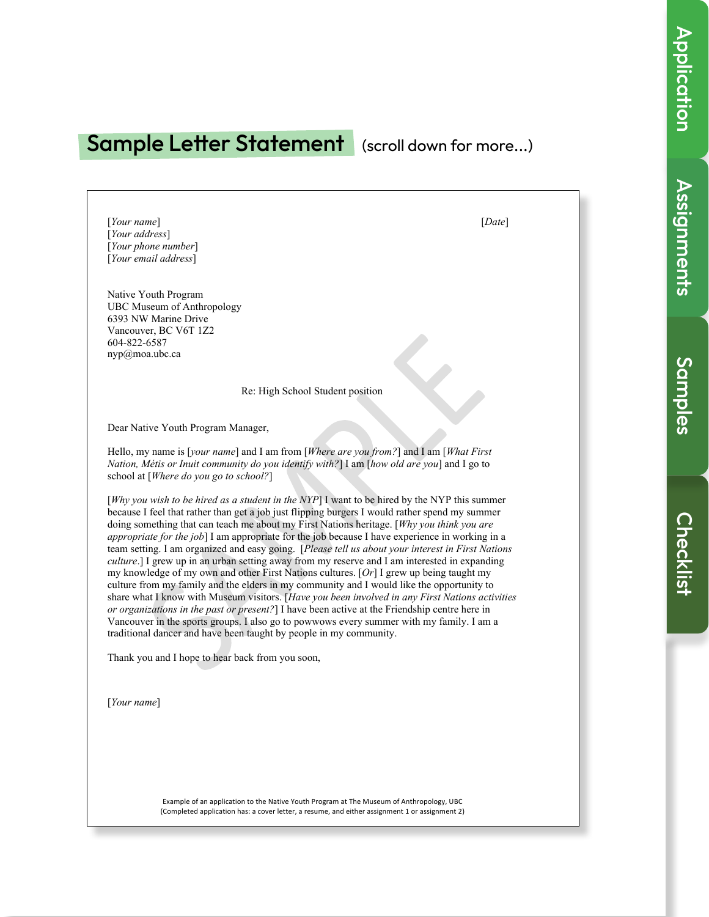## Sample Letter Statement (scroll down for more...)

[*Your name*]
[*Your address*]
[*Your phone number*]
[*Your email address*]

[*Date*]

Native Youth Program
UBC Museum of Anthropology
6393 NW Marine Drive
Vancouver, BC V6T 1Z2
604-822-6587
nyp@moa.ubc.ca

Re: High School Student position

Dear Native Youth Program Manager,

Hello, my name is [*your name*] and I am from [*Where are you from?*] and I am [*What First Nation, Métis or Inuit community do you identify with?*] I am [*how old are you*] and I go to school at [*Where do you go to school?*]

[*Why you wish to be hired as a student in the NYP*] I want to be hired by the NYP this summer because I feel that rather than get a job just flipping burgers I would rather spend my summer doing something that can teach me about my First Nations heritage. [*Why you think you are appropriate for the job*] I am appropriate for the job because I have experience in working in a team setting. I am organized and easy going. [*Please tell us about your interest in First Nations culture*.] I grew up in an urban setting away from my reserve and I am interested in expanding my knowledge of my own and other First Nations cultures. [*Or*] I grew up being taught my culture from my family and the elders in my community and I would like the opportunity to share what I know with Museum visitors. [*Have you been involved in any First Nations activities or organizations in the past or present?*] I have been active at the Friendship centre here in Vancouver in the sports groups. I also go to powwows every summer with my family. I am a traditional dancer and have been taught by people in my community.

Thank you and I hope to hear back from you soon,

[*Your name*]

Example of an application to the Native Youth Program at The Museum of Anthropology, UBC
(Completed application has: a cover letter, a resume, and either assignment 1 or assignment 2)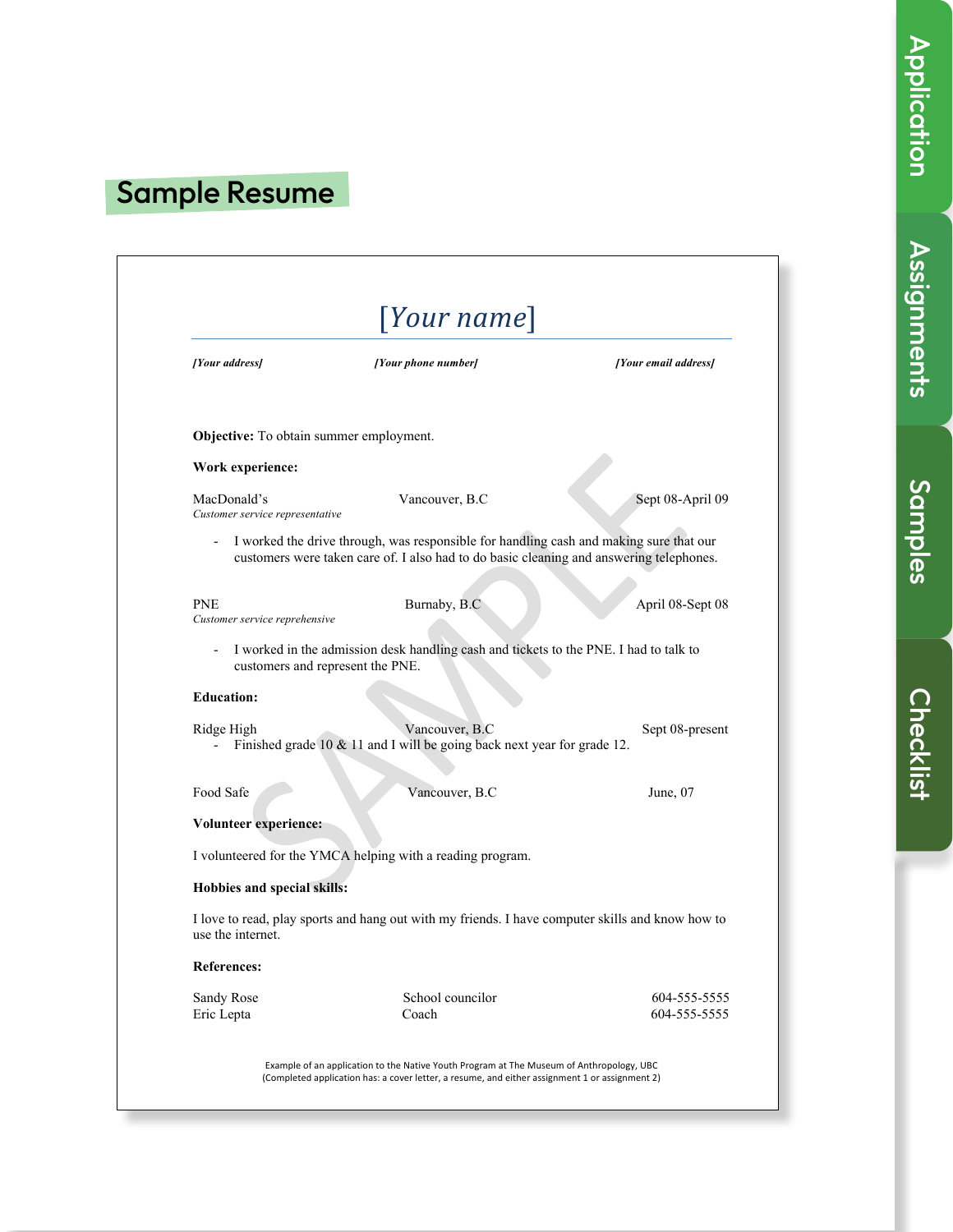# Sample Resume

## [Your name]

***[Your address]*** ***[Your phone number]*** ***[Your email address]***

**Objective:** To obtain summer employment.

**Work experience:**

MacDonald's — Vancouver, B.C — Sept 08-April 09
*Customer service representative*

- I worked the drive through, was responsible for handling cash and making sure that our customers were taken care of. I also had to do basic cleaning and answering telephones.

PNE — Burnaby, B.C — April 08-Sept 08
*Customer service reprehensive*

- I worked in the admission desk handling cash and tickets to the PNE. I had to talk to customers and represent the PNE.

**Education:**

Ridge High — Vancouver, B.C — Sept 08-present

- Finished grade 10 & 11 and I will be going back next year for grade 12.

Food Safe — Vancouver, B.C — June, 07

**Volunteer experience:**

I volunteered for the YMCA helping with a reading program.

**Hobbies and special skills:**

I love to read, play sports and hang out with my friends. I have computer skills and know how to use the internet.

**References:**

| | | |
|---|---|---|
| Sandy Rose | School councilor | 604-555-5555 |
| Eric Lepta | Coach | 604-555-5555 |

Example of an application to the Native Youth Program at The Museum of Anthropology, UBC
(Completed application has: a cover letter, a resume, and either assignment 1 or assignment 2)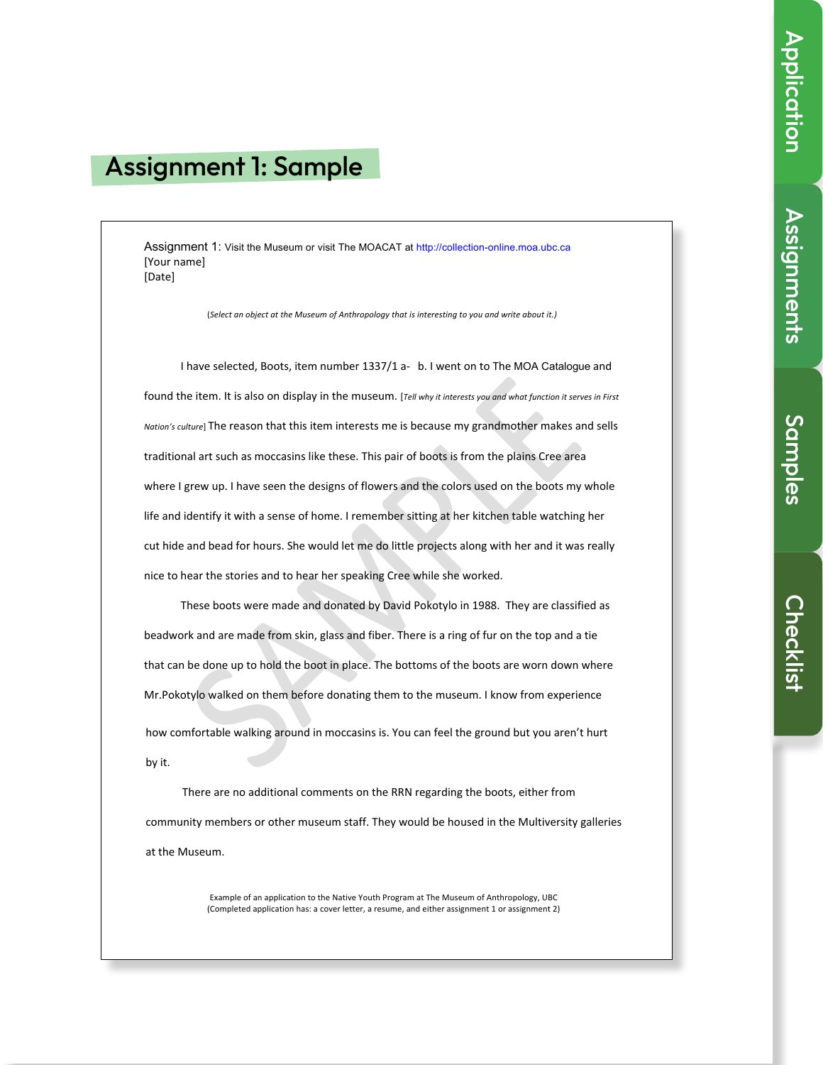# Assignment 1: Sample

Assignment 1: Visit the Museum or visit The MOACAT at http://collection-online.moa.ubc.ca
[Your name]
[Date]

*(Select an object at the Museum of Anthropology that is interesting to you and write about it.)*

I have selected, Boots, item number 1337/1 a- b. I went on to The MOA Catalogue and found the item. It is also on display in the museum. [*Tell why it interests you and what function it serves in First Nation's culture*] The reason that this item interests me is because my grandmother makes and sells traditional art such as moccasins like these. This pair of boots is from the plains Cree area where I grew up. I have seen the designs of flowers and the colors used on the boots my whole life and identify it with a sense of home. I remember sitting at her kitchen table watching her cut hide and bead for hours. She would let me do little projects along with her and it was really nice to hear the stories and to hear her speaking Cree while she worked.

These boots were made and donated by David Pokotylo in 1988. They are classified as beadwork and are made from skin, glass and fiber. There is a ring of fur on the top and a tie that can be done up to hold the boot in place. The bottoms of the boots are worn down where Mr.Pokotylo walked on them before donating them to the museum. I know from experience how comfortable walking around in moccasins is. You can feel the ground but you aren't hurt by it.

There are no additional comments on the RRN regarding the boots, either from community members or other museum staff. They would be housed in the Multiversity galleries at the Museum.

Example of an application to the Native Youth Program at The Museum of Anthropology, UBC
(Completed application has: a cover letter, a resume, and either assignment 1 or assignment 2)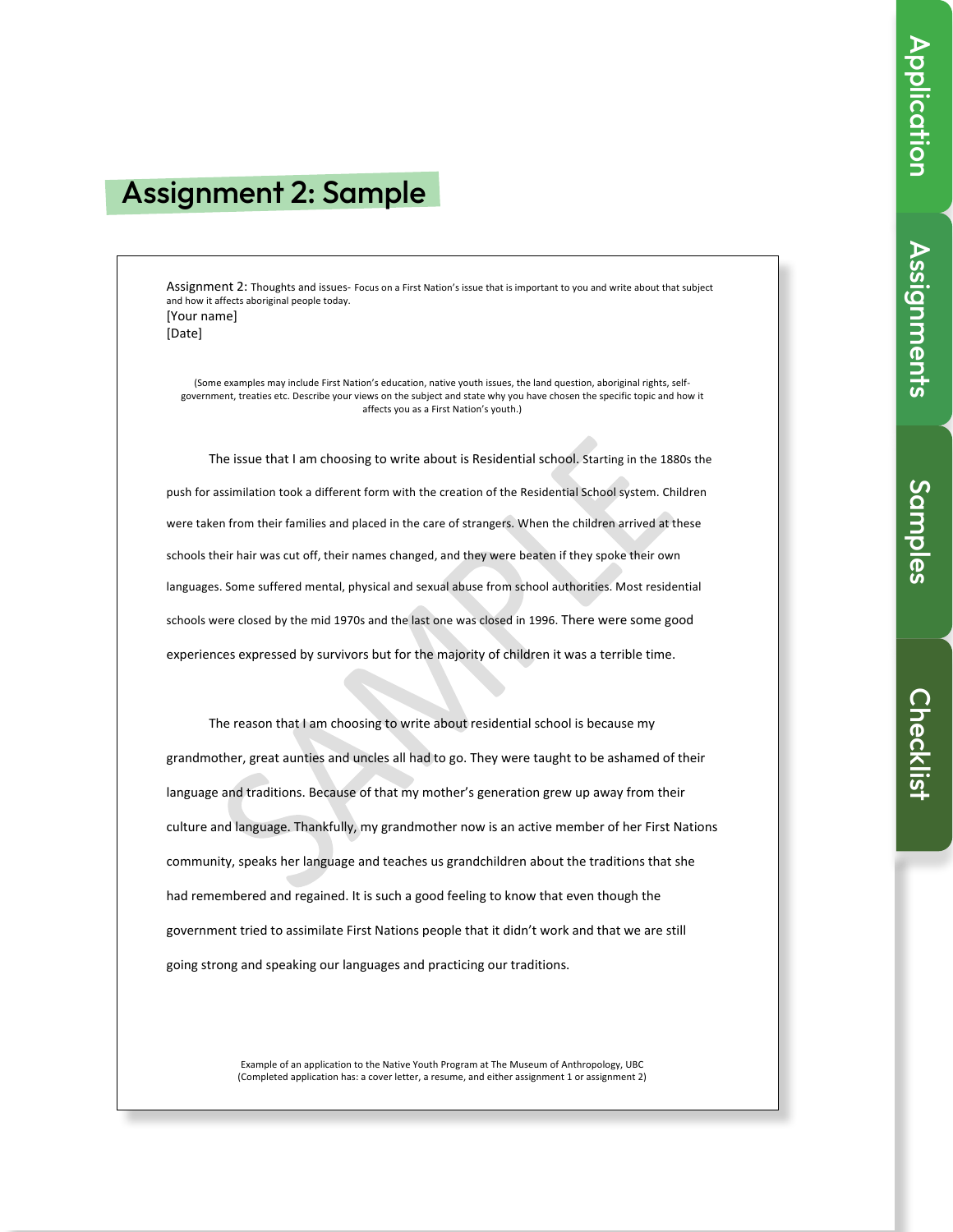## Assignment 2: Sample

Assignment 2: Thoughts and issues- Focus on a First Nation's issue that is important to you and write about that subject and how it affects aboriginal people today.
[Your name]
[Date]

(Some examples may include First Nation's education, native youth issues, the land question, aboriginal rights, self-government, treaties etc. Describe your views on the subject and state why you have chosen the specific topic and how it affects you as a First Nation's youth.)

The issue that I am choosing to write about is Residential school. Starting in the 1880s the push for assimilation took a different form with the creation of the Residential School system. Children were taken from their families and placed in the care of strangers. When the children arrived at these schools their hair was cut off, their names changed, and they were beaten if they spoke their own languages. Some suffered mental, physical and sexual abuse from school authorities. Most residential schools were closed by the mid 1970s and the last one was closed in 1996. There were some good experiences expressed by survivors but for the majority of children it was a terrible time.

The reason that I am choosing to write about residential school is because my grandmother, great aunties and uncles all had to go. They were taught to be ashamed of their language and traditions. Because of that my mother's generation grew up away from their culture and language. Thankfully, my grandmother now is an active member of her First Nations community, speaks her language and teaches us grandchildren about the traditions that she had remembered and regained. It is such a good feeling to know that even though the government tried to assimilate First Nations people that it didn't work and that we are still going strong and speaking our languages and practicing our traditions.

Example of an application to the Native Youth Program at The Museum of Anthropology, UBC
(Completed application has: a cover letter, a resume, and either assignment 1 or assignment 2)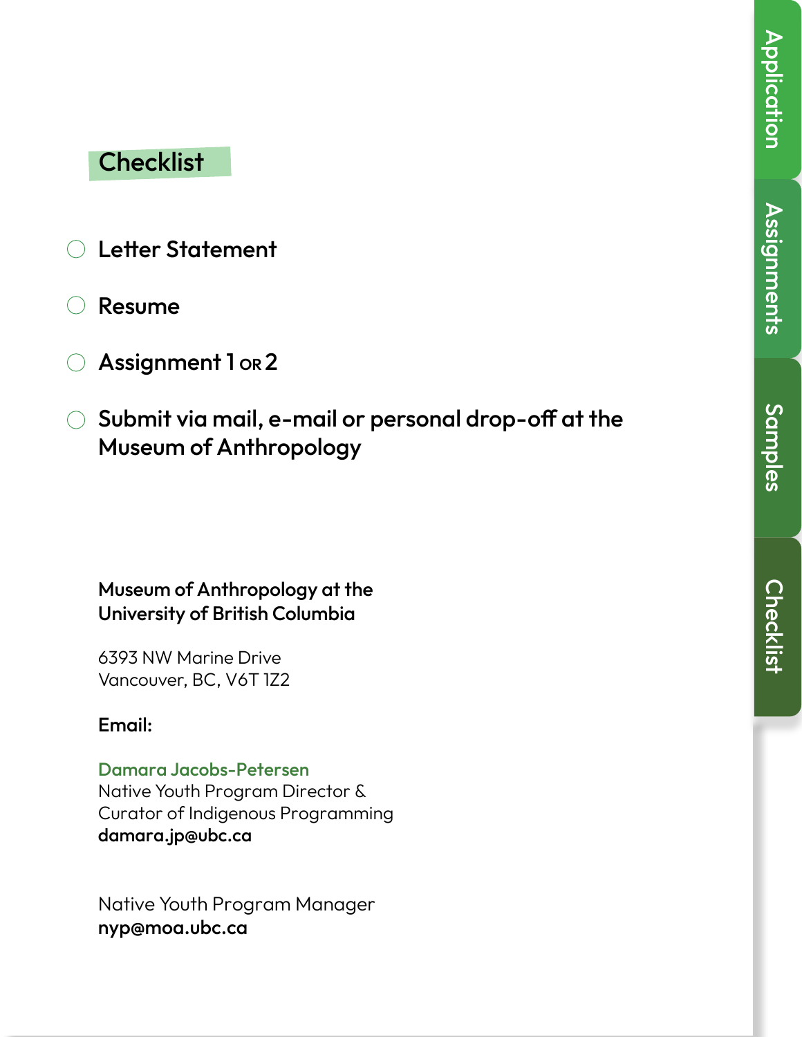## Checklist

- ◯ Letter Statement
- ◯ Resume
- ◯ Assignment 1 OR 2
- ◯ Submit via mail, e-mail or personal drop-off at the Museum of Anthropology

**Museum of Anthropology at the University of British Columbia**

6393 NW Marine Drive
Vancouver, BC, V6T 1Z2

**Email:**

Damara Jacobs-Petersen
Native Youth Program Director &
Curator of Indigenous Programming
**damara.jp@ubc.ca**

Native Youth Program Manager
**nyp@moa.ubc.ca**